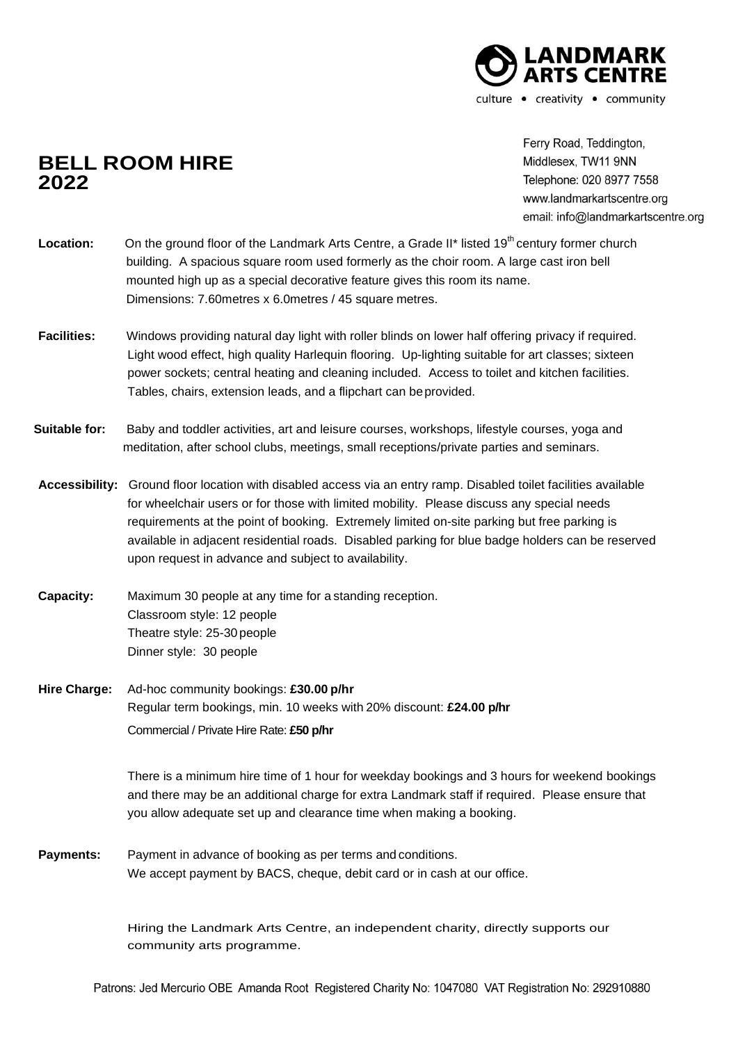**LANDMARK ARTS CENTRE**

culture • creativity • community

Ferry Road, Teddington,
Middlesex, TW11 9NN
Telephone: 020 8977 7558
www.landmarkartscentre.org
email: info@landmarkartscentre.org

# BELL ROOM HIRE 2022

**Location:** On the ground floor of the Landmark Arts Centre, a Grade II* listed 19th century former church building. A spacious square room used formerly as the choir room. A large cast iron bell mounted high up as a special decorative feature gives this room its name.
Dimensions: 7.60metres x 6.0metres / 45 square metres.

**Facilities:** Windows providing natural day light with roller blinds on lower half offering privacy if required. Light wood effect, high quality Harlequin flooring. Up-lighting suitable for art classes; sixteen power sockets; central heating and cleaning included. Access to toilet and kitchen facilities. Tables, chairs, extension leads, and a flipchart can be provided.

**Suitable for:** Baby and toddler activities, art and leisure courses, workshops, lifestyle courses, yoga and meditation, after school clubs, meetings, small receptions/private parties and seminars.

**Accessibility:** Ground floor location with disabled access via an entry ramp. Disabled toilet facilities available for wheelchair users or for those with limited mobility. Please discuss any special needs requirements at the point of booking. Extremely limited on-site parking but free parking is available in adjacent residential roads. Disabled parking for blue badge holders can be reserved upon request in advance and subject to availability.

**Capacity:** Maximum 30 people at any time for a standing reception.
Classroom style: 12 people
Theatre style: 25-30 people
Dinner style: 30 people

**Hire Charge:** Ad-hoc community bookings: **£30.00 p/hr**
Regular term bookings, min. 10 weeks with 20% discount: **£24.00 p/hr**
Commercial / Private Hire Rate: **£50 p/hr**

There is a minimum hire time of 1 hour for weekday bookings and 3 hours for weekend bookings and there may be an additional charge for extra Landmark staff if required. Please ensure that you allow adequate set up and clearance time when making a booking.

**Payments:** Payment in advance of booking as per terms and conditions.
We accept payment by BACS, cheque, debit card or in cash at our office.

Hiring the Landmark Arts Centre, an independent charity, directly supports our community arts programme.

Patrons: Jed Mercurio OBE Amanda Root Registered Charity No: 1047080 VAT Registration No: 292910880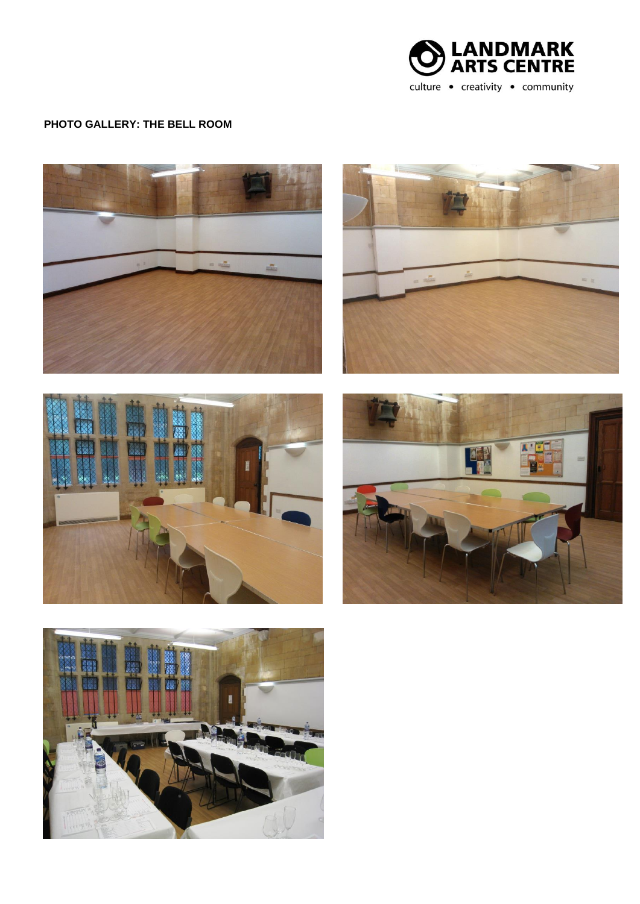**PHOTO GALLERY: THE BELL ROOM**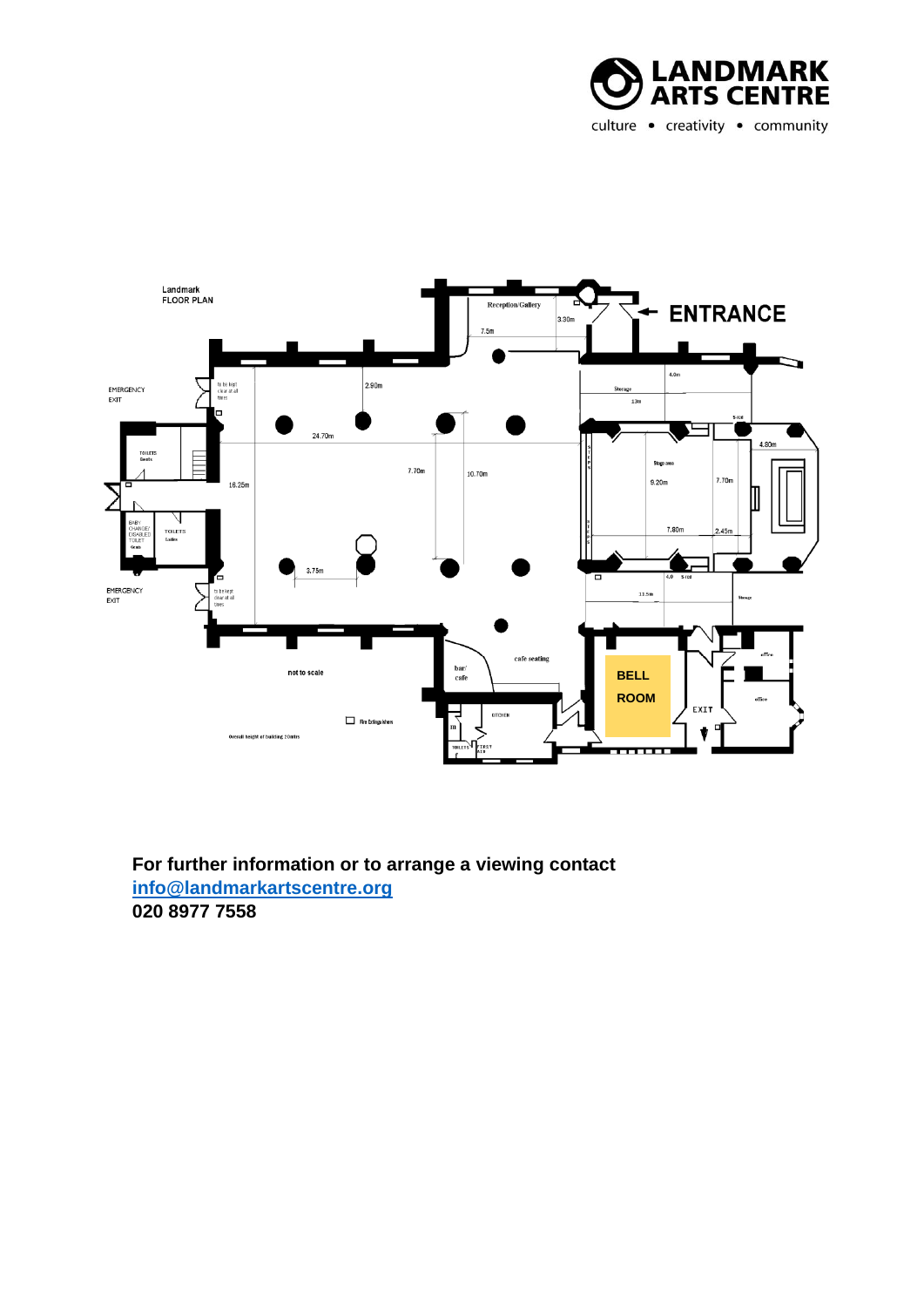**LANDMARK ARTS CENTRE**

culture • creativity • community

Landmark
FLOOR PLAN

ENTRANCE

Reception/Gallery

3.30m

7.5m

EMERGENCY EXIT

to be kept clear at all times

2.90m

Storage

13m

4.0m

24.70m

TOILETS Gents

7.70m

10.70m

Stage area

9.20m

7.70m

4.80m

16.25m

BABY CHANGE/ DISABLED TOILET

TOILETS Ladies

7.80m

2.45m

3.75m

EMERGENCY EXIT

to be kept clear at all times

11.5m

Storage

cafe seating

bar/ cafe

not to scale

BELL ROOM

EXIT

office

KITCHEN

Fire Extinguishers

Overall height of building 20mtrs

TOILETS

FIRST AID

**For further information or to arrange a viewing contact**
**[info@landmarkartscentre.org](mailto:info@landmarkartscentre.org)**
**020 8977 7558**